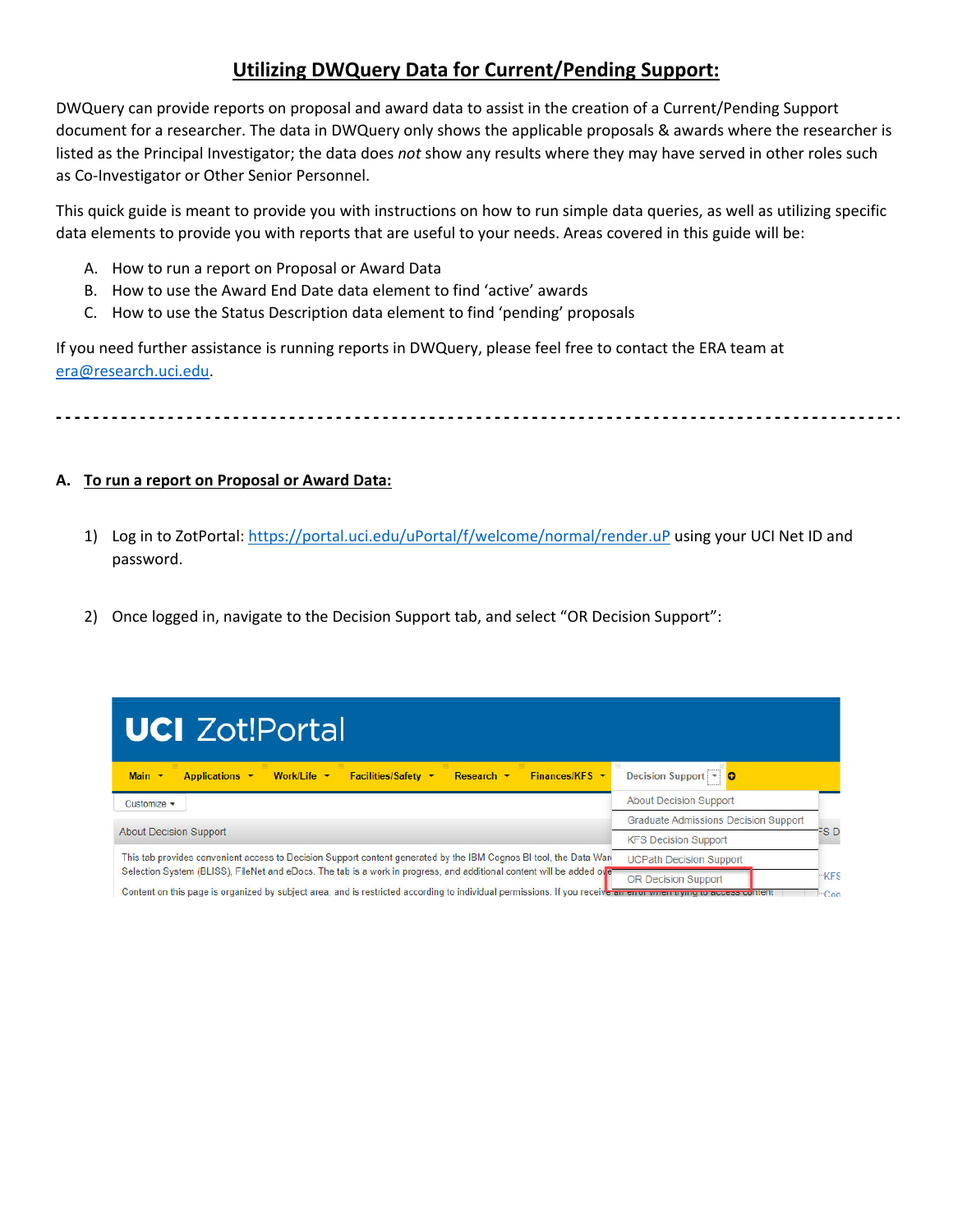# Utilizing DWQuery Data for Current/Pending Support:

DWQuery can provide reports on proposal and award data to assist in the creation of a Current/Pending Support document for a researcher. The data in DWQuery only shows the applicable proposals & awards where the researcher is listed as the Principal Investigator; the data does *not* show any results where they may have served in other roles such as Co-Investigator or Other Senior Personnel.

This quick guide is meant to provide you with instructions on how to run simple data queries, as well as utilizing specific data elements to provide you with reports that are useful to your needs. Areas covered in this guide will be:

A. How to run a report on Proposal or Award Data
B. How to use the Award End Date data element to find 'active' awards
C. How to use the Status Description data element to find 'pending' proposals

If you need further assistance is running reports in DWQuery, please feel free to contact the ERA team at era@research.uci.edu.

---

## A. To run a report on Proposal or Award Data:

1) Log in to ZotPortal: https://portal.uci.edu/uPortal/f/welcome/normal/render.uP using your UCI Net ID and password.

2) Once logged in, navigate to the Decision Support tab, and select "OR Decision Support":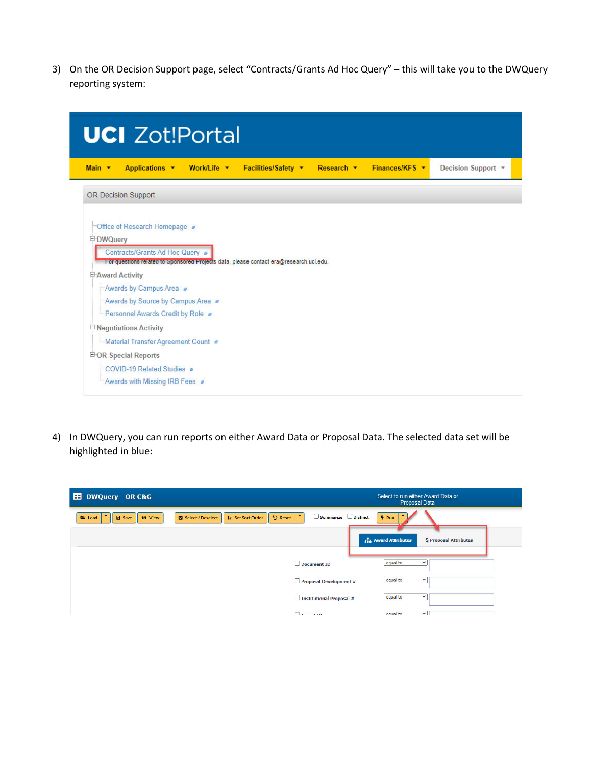3) On the OR Decision Support page, select “Contracts/Grants Ad Hoc Query” – this will take you to the DWQuery reporting system:

4) In DWQuery, you can run reports on either Award Data or Proposal Data. The selected data set will be highlighted in blue: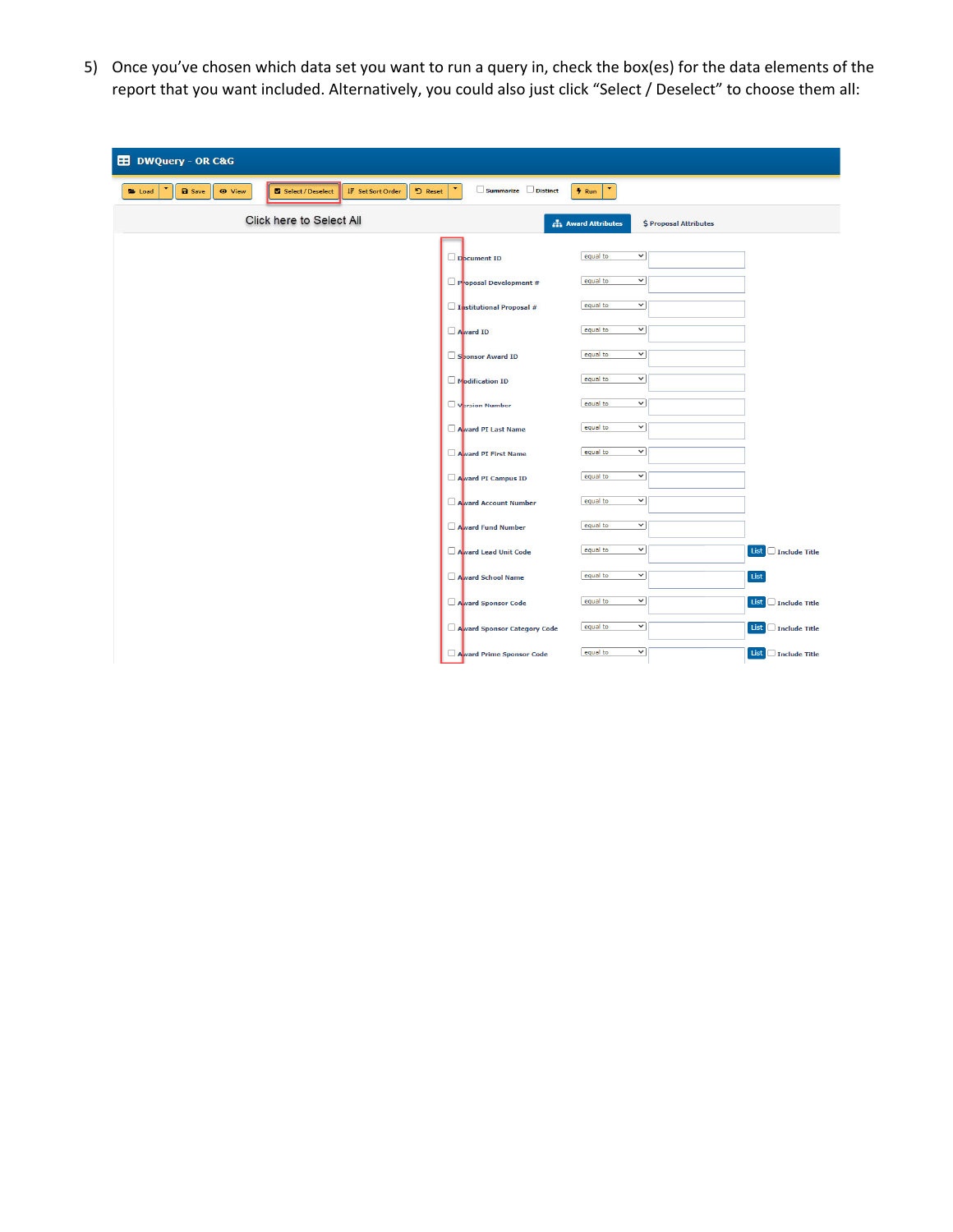5) Once you've chosen which data set you want to run a query in, check the box(es) for the data elements of the report that you want included. Alternatively, you could also just click "Select / Deselect" to choose them all:

DWQuery - OR C&G

Load | Save | View | Select / Deselect | Set Sort Order | Reset | Summarize | Distinct | Run

Click here to Select All

Award Attributes | $ Proposal Attributes

| Field | Operator | Value | | |
|---|---|---|---|---|
| Document ID | equal to | | | |
| Proposal Development # | equal to | | | |
| Institutional Proposal # | equal to | | | |
| Award ID | equal to | | | |
| Sponsor Award ID | equal to | | | |
| Modification ID | equal to | | | |
| Version Number | equal to | | | |
| Award PI Last Name | equal to | | | |
| Award PI First Name | equal to | | | |
| Award PI Campus ID | equal to | | | |
| Award Account Number | equal to | | | |
| Award Fund Number | equal to | | | |
| Award Lead Unit Code | equal to | | List | Include Title |
| Award School Name | equal to | | List | |
| Award Sponsor Code | equal to | | List | Include Title |
| Award Sponsor Category Code | equal to | | List | Include Title |
| Award Prime Sponsor Code | equal to | | List | Include Title |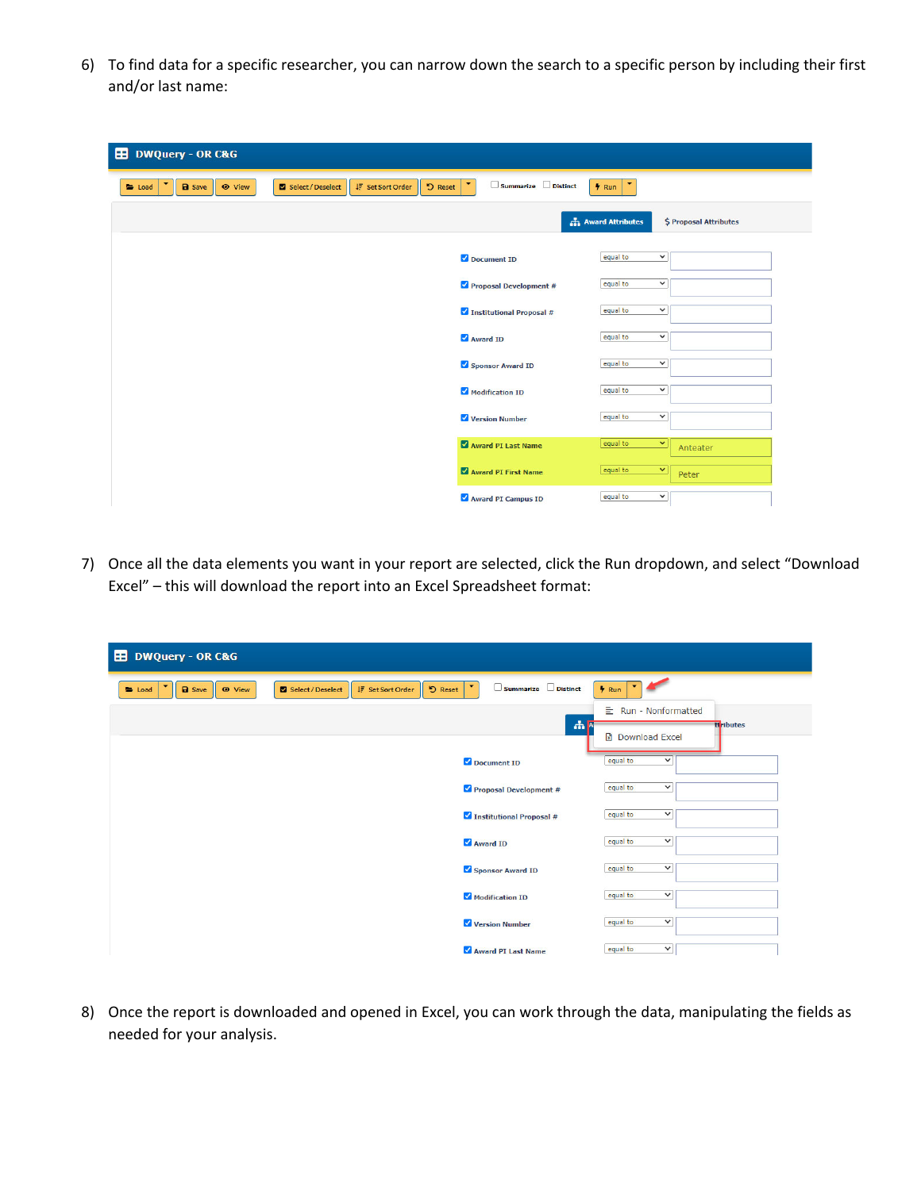6) To find data for a specific researcher, you can narrow down the search to a specific person by including their first and/or last name:

7) Once all the data elements you want in your report are selected, click the Run dropdown, and select "Download Excel" – this will download the report into an Excel Spreadsheet format:

8) Once the report is downloaded and opened in Excel, you can work through the data, manipulating the fields as needed for your analysis.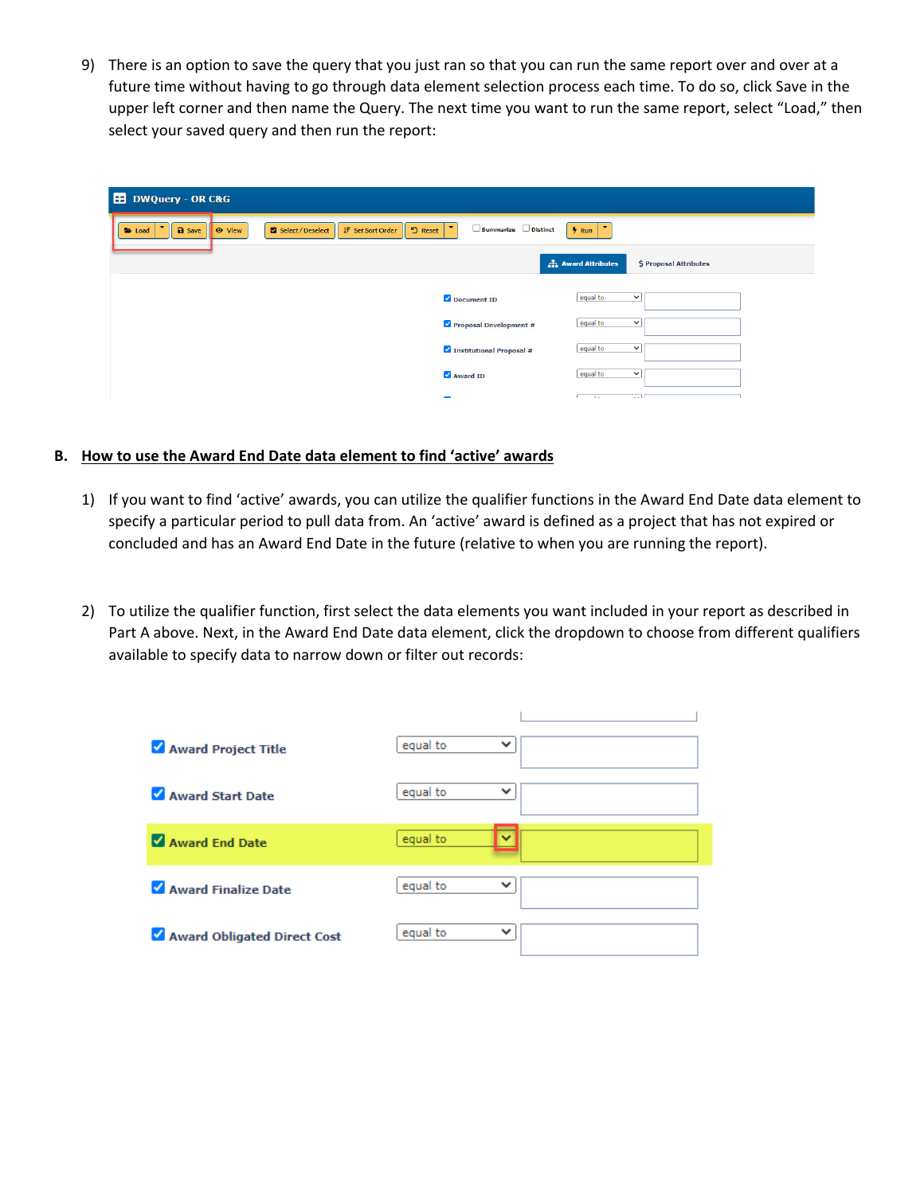9) There is an option to save the query that you just ran so that you can run the same report over and over at a future time without having to go through data element selection process each time. To do so, click Save in the upper left corner and then name the Query. The next time you want to run the same report, select "Load," then select your saved query and then run the report:

**B. <u>How to use the Award End Date data element to find 'active' awards</u>**

1) If you want to find 'active' awards, you can utilize the qualifier functions in the Award End Date data element to specify a particular period to pull data from. An 'active' award is defined as a project that has not expired or concluded and has an Award End Date in the future (relative to when you are running the report).

2) To utilize the qualifier function, first select the data elements you want included in your report as described in Part A above. Next, in the Award End Date data element, click the dropdown to choose from different qualifiers available to specify data to narrow down or filter out records: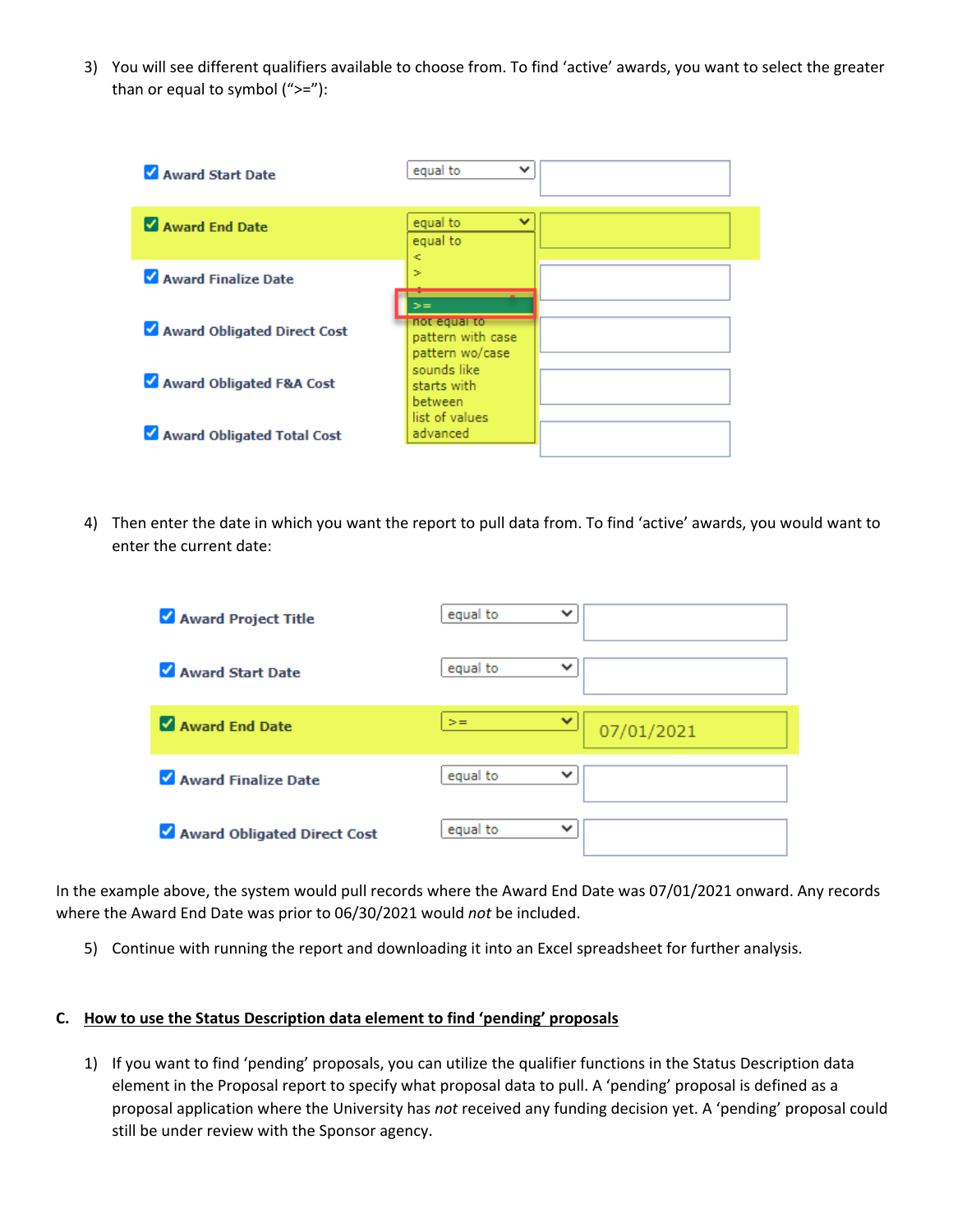3) You will see different qualifiers available to choose from. To find 'active' awards, you want to select the greater than or equal to symbol (">="):

4) Then enter the date in which you want the report to pull data from. To find 'active' awards, you would want to enter the current date:

In the example above, the system would pull records where the Award End Date was 07/01/2021 onward. Any records where the Award End Date was prior to 06/30/2021 would *not* be included.

5) Continue with running the report and downloading it into an Excel spreadsheet for further analysis.

### C. How to use the Status Description data element to find 'pending' proposals

1) If you want to find 'pending' proposals, you can utilize the qualifier functions in the Status Description data element in the Proposal report to specify what proposal data to pull. A 'pending' proposal is defined as a proposal application where the University has *not* received any funding decision yet. A 'pending' proposal could still be under review with the Sponsor agency.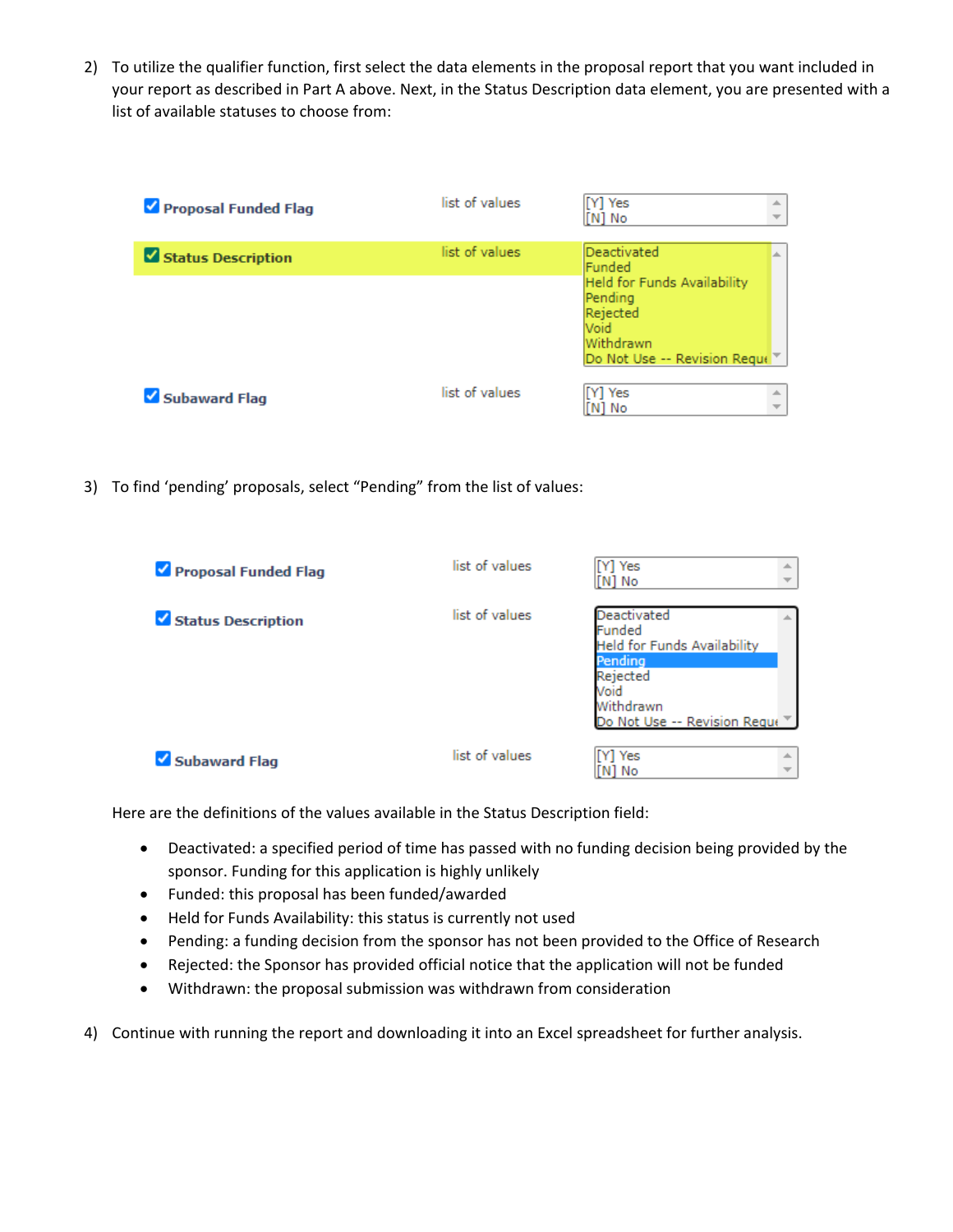2) To utilize the qualifier function, first select the data elements in the proposal report that you want included in your report as described in Part A above. Next, in the Status Description data element, you are presented with a list of available statuses to choose from:

| | | |
|---|---|---|
| Proposal Funded Flag | list of values | [Y] Yes<br>[N] No |
| Status Description | list of values | Deactivated<br>Funded<br>Held for Funds Availability<br>Pending<br>Rejected<br>Void<br>Withdrawn<br>Do Not Use -- Revision Reque |
| Subaward Flag | list of values | [Y] Yes<br>[N] No |

3) To find 'pending' proposals, select "Pending" from the list of values:

| | | |
|---|---|---|
| Proposal Funded Flag | list of values | [Y] Yes<br>[N] No |
| Status Description | list of values | Deactivated<br>Funded<br>Held for Funds Availability<br>Pending<br>Rejected<br>Void<br>Withdrawn<br>Do Not Use -- Revision Reque |
| Subaward Flag | list of values | [Y] Yes<br>[N] No |

Here are the definitions of the values available in the Status Description field:

- Deactivated: a specified period of time has passed with no funding decision being provided by the sponsor. Funding for this application is highly unlikely
- Funded: this proposal has been funded/awarded
- Held for Funds Availability: this status is currently not used
- Pending: a funding decision from the sponsor has not been provided to the Office of Research
- Rejected: the Sponsor has provided official notice that the application will not be funded
- Withdrawn: the proposal submission was withdrawn from consideration

4) Continue with running the report and downloading it into an Excel spreadsheet for further analysis.